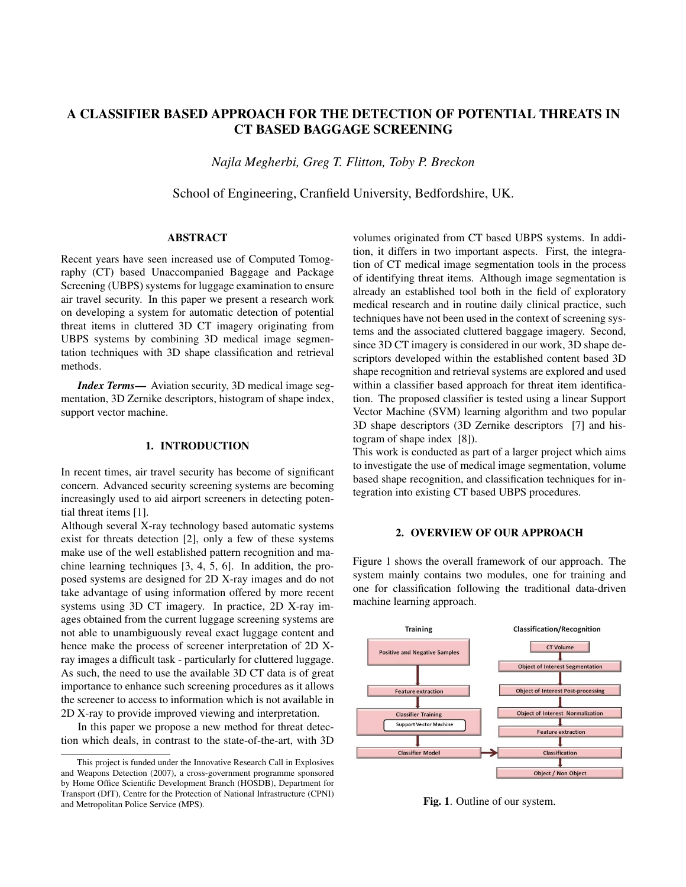# A CLASSIFIER BASED APPROACH FOR THE DETECTION OF POTENTIAL THREATS IN CT BASED BAGGAGE SCREENING

*Najla Megherbi, Greg T. Flitton, Toby P. Breckon*

School of Engineering, Cranfield University, Bedfordshire, UK.

## ABSTRACT

Recent years have seen increased use of Computed Tomography (CT) based Unaccompanied Baggage and Package Screening (UBPS) systems for luggage examination to ensure air travel security. In this paper we present a research work on developing a system for automatic detection of potential threat items in cluttered 3D CT imagery originating from UBPS systems by combining 3D medical image segmentation techniques with 3D shape classification and retrieval methods.

***Index Terms*—** Aviation security, 3D medical image segmentation, 3D Zernike descriptors, histogram of shape index, support vector machine.

## 1. INTRODUCTION

In recent times, air travel security has become of significant concern. Advanced security screening systems are becoming increasingly used to aid airport screeners in detecting potential threat items [1].

Although several X-ray technology based automatic systems exist for threats detection [2], only a few of these systems make use of the well established pattern recognition and machine learning techniques [3, 4, 5, 6]. In addition, the proposed systems are designed for 2D X-ray images and do not take advantage of using information offered by more recent systems using 3D CT imagery. In practice, 2D X-ray images obtained from the current luggage screening systems are not able to unambiguously reveal exact luggage content and hence make the process of screener interpretation of 2D X-ray images a difficult task - particularly for cluttered luggage. As such, the need to use the available 3D CT data is of great importance to enhance such screening procedures as it allows the screener to access to information which is not available in 2D X-ray to provide improved viewing and interpretation.

In this paper we propose a new method for threat detection which deals, in contrast to the state-of-the-art, with 3D volumes originated from CT based UBPS systems. In addition, it differs in two important aspects. First, the integration of CT medical image segmentation tools in the process of identifying threat items. Although image segmentation is already an established tool both in the field of exploratory medical research and in routine daily clinical practice, such techniques have not been used in the context of screening systems and the associated cluttered baggage imagery. Second, since 3D CT imagery is considered in our work, 3D shape descriptors developed within the established content based 3D shape recognition and retrieval systems are explored and used within a classifier based approach for threat item identification. The proposed classifier is tested using a linear Support Vector Machine (SVM) learning algorithm and two popular 3D shape descriptors (3D Zernike descriptors [7] and histogram of shape index [8]).

This work is conducted as part of a larger project which aims to investigate the use of medical image segmentation, volume based shape recognition, and classification techniques for integration into existing CT based UBPS procedures.

## 2. OVERVIEW OF OUR APPROACH

Figure 1 shows the overall framework of our approach. The system mainly contains two modules, one for training and one for classification following the traditional data-driven machine learning approach.

**Training**: Positive and Negative Samples → Feature extraction → Classifier Training (Support Vector Machine) → Classifier Model

**Classification/Recognition**: CT Volume → Object of Interest Segmentation → Object of Interest Post-processing → Object of Interest Normalization → Feature extraction → Classification (uses Classifier Model) → Object / Non Object

**Fig. 1**. Outline of our system.

This project is funded under the Innovative Research Call in Explosives and Weapons Detection (2007), a cross-government programme sponsored by Home Office Scientific Development Branch (HOSDB), Department for Transport (DfT), Centre for the Protection of National Infrastructure (CPNI) and Metropolitan Police Service (MPS).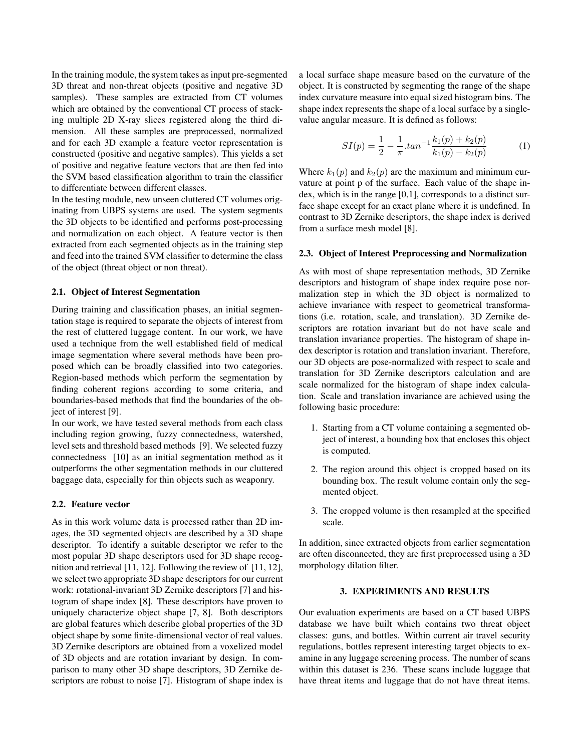In the training module, the system takes as input pre-segmented 3D threat and non-threat objects (positive and negative 3D samples). These samples are extracted from CT volumes which are obtained by the conventional CT process of stacking multiple 2D X-ray slices registered along the third dimension. All these samples are preprocessed, normalized and for each 3D example a feature vector representation is constructed (positive and negative samples). This yields a set of positive and negative feature vectors that are then fed into the SVM based classification algorithm to train the classifier to differentiate between different classes.

In the testing module, new unseen cluttered CT volumes originating from UBPS systems are used. The system segments the 3D objects to be identified and performs post-processing and normalization on each object. A feature vector is then extracted from each segmented objects as in the training step and feed into the trained SVM classifier to determine the class of the object (threat object or non threat).

### 2.1. Object of Interest Segmentation

During training and classification phases, an initial segmentation stage is required to separate the objects of interest from the rest of cluttered luggage content. In our work, we have used a technique from the well established field of medical image segmentation where several methods have been proposed which can be broadly classified into two categories. Region-based methods which perform the segmentation by finding coherent regions according to some criteria, and boundaries-based methods that find the boundaries of the object of interest [9].

In our work, we have tested several methods from each class including region growing, fuzzy connectedness, watershed, level sets and threshold based methods [9]. We selected fuzzy connectedness [10] as an initial segmentation method as it outperforms the other segmentation methods in our cluttered baggage data, especially for thin objects such as weaponry.

### 2.2. Feature vector

As in this work volume data is processed rather than 2D images, the 3D segmented objects are described by a 3D shape descriptor. To identify a suitable descriptor we refer to the most popular 3D shape descriptors used for 3D shape recognition and retrieval [11, 12]. Following the review of [11, 12], we select two appropriate 3D shape descriptors for our current work: rotational-invariant 3D Zernike descriptors [7] and histogram of shape index [8]. These descriptors have proven to uniquely characterize object shape [7, 8]. Both descriptors are global features which describe global properties of the 3D object shape by some finite-dimensional vector of real values. 3D Zernike descriptors are obtained from a voxelized model of 3D objects and are rotation invariant by design. In comparison to many other 3D shape descriptors, 3D Zernike descriptors are robust to noise [7]. Histogram of shape index is a local surface shape measure based on the curvature of the object. It is constructed by segmenting the range of the shape index curvature measure into equal sized histogram bins. The shape index represents the shape of a local surface by a single-value angular measure. It is defined as follows:

$$SI(p) = \frac{1}{2} - \frac{1}{\pi}.tan^{-1}\frac{k_1(p) + k_2(p)}{k_1(p) - k_2(p)} \quad (1)$$

Where $k_1(p)$ and $k_2(p)$ are the maximum and minimum curvature at point p of the surface. Each value of the shape index, which is in the range [0,1], corresponds to a distinct surface shape except for an exact plane where it is undefined. In contrast to 3D Zernike descriptors, the shape index is derived from a surface mesh model [8].

### 2.3. Object of Interest Preprocessing and Normalization

As with most of shape representation methods, 3D Zernike descriptors and histogram of shape index require pose normalization step in which the 3D object is normalized to achieve invariance with respect to geometrical transformations (i.e. rotation, scale, and translation). 3D Zernike descriptors are rotation invariant but do not have scale and translation invariance properties. The histogram of shape index descriptor is rotation and translation invariant. Therefore, our 3D objects are pose-normalized with respect to scale and translation for 3D Zernike descriptors calculation and are scale normalized for the histogram of shape index calculation. Scale and translation invariance are achieved using the following basic procedure:

1. Starting from a CT volume containing a segmented object of interest, a bounding box that encloses this object is computed.
2. The region around this object is cropped based on its bounding box. The result volume contain only the segmented object.
3. The cropped volume is then resampled at the specified scale.

In addition, since extracted objects from earlier segmentation are often disconnected, they are first preprocessed using a 3D morphology dilation filter.

## 3. EXPERIMENTS AND RESULTS

Our evaluation experiments are based on a CT based UBPS database we have built which contains two threat object classes: guns, and bottles. Within current air travel security regulations, bottles represent interesting target objects to examine in any luggage screening process. The number of scans within this dataset is 236. These scans include luggage that have threat items and luggage that do not have threat items.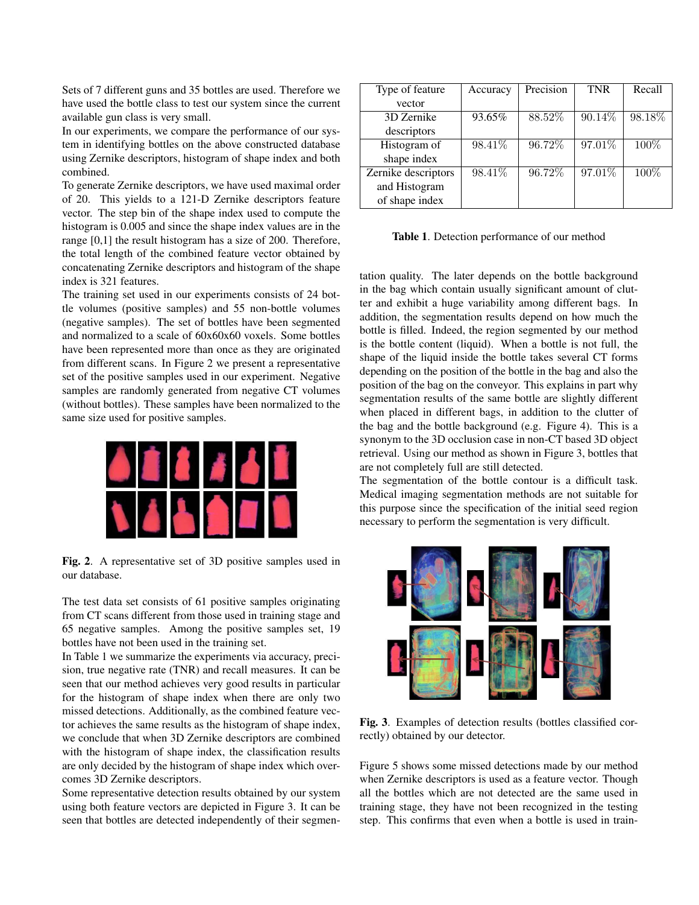Sets of 7 different guns and 35 bottles are used. Therefore we have used the bottle class to test our system since the current available gun class is very small.

In our experiments, we compare the performance of our system in identifying bottles on the above constructed database using Zernike descriptors, histogram of shape index and both combined.

To generate Zernike descriptors, we have used maximal order of 20. This yields to a 121-D Zernike descriptors feature vector. The step bin of the shape index used to compute the histogram is 0.005 and since the shape index values are in the range [0,1] the result histogram has a size of 200. Therefore, the total length of the combined feature vector obtained by concatenating Zernike descriptors and histogram of the shape index is 321 features.

The training set used in our experiments consists of 24 bottle volumes (positive samples) and 55 non-bottle volumes (negative samples). The set of bottles have been segmented and normalized to a scale of 60x60x60 voxels. Some bottles have been represented more than once as they are originated from different scans. In Figure 2 we present a representative set of the positive samples used in our experiment. Negative samples are randomly generated from negative CT volumes (without bottles). These samples have been normalized to the same size used for positive samples.

**Fig. 2**. A representative set of 3D positive samples used in our database.

The test data set consists of 61 positive samples originating from CT scans different from those used in training stage and 65 negative samples. Among the positive samples set, 19 bottles have not been used in the training set.

In Table 1 we summarize the experiments via accuracy, precision, true negative rate (TNR) and recall measures. It can be seen that our method achieves very good results in particular for the histogram of shape index when there are only two missed detections. Additionally, as the combined feature vector achieves the same results as the histogram of shape index, we conclude that when 3D Zernike descriptors are combined with the histogram of shape index, the classification results are only decided by the histogram of shape index which overcomes 3D Zernike descriptors.

Some representative detection results obtained by our system using both feature vectors are depicted in Figure 3. It can be seen that bottles are detected independently of their segmentation quality. The later depends on the bottle background in the bag which contain usually significant amount of clutter and exhibit a huge variability among different bags. In addition, the segmentation results depend on how much the bottle is filled. Indeed, the region segmented by our method is the bottle content (liquid). When a bottle is not full, the shape of the liquid inside the bottle takes several CT forms depending on the position of the bottle in the bag and also the position of the bag on the conveyor. This explains in part why segmentation results of the same bottle are slightly different when placed in different bags, in addition to the clutter of the bag and the bottle background (e.g. Figure 4). This is a synonym to the 3D occlusion case in non-CT based 3D object retrieval. Using our method as shown in Figure 3, bottles that are not completely full are still detected.

The segmentation of the bottle contour is a difficult task. Medical imaging segmentation methods are not suitable for this purpose since the specification of the initial seed region necessary to perform the segmentation is very difficult.

| Type of feature vector | Accuracy | Precision | TNR | Recall |
|---|---|---|---|---|
| 3D Zernike descriptors | 93.65% | 88.52% | 90.14% | 98.18% |
| Histogram of shape index | 98.41% | 96.72% | 97.01% | 100% |
| Zernike descriptors and Histogram of shape index | 98.41% | 96.72% | 97.01% | 100% |

**Table 1**. Detection performance of our method

**Fig. 3**. Examples of detection results (bottles classified correctly) obtained by our detector.

Figure 5 shows some missed detections made by our method when Zernike descriptors is used as a feature vector. Though all the bottles which are not detected are the same used in training stage, they have not been recognized in the testing step. This confirms that even when a bottle is used in train-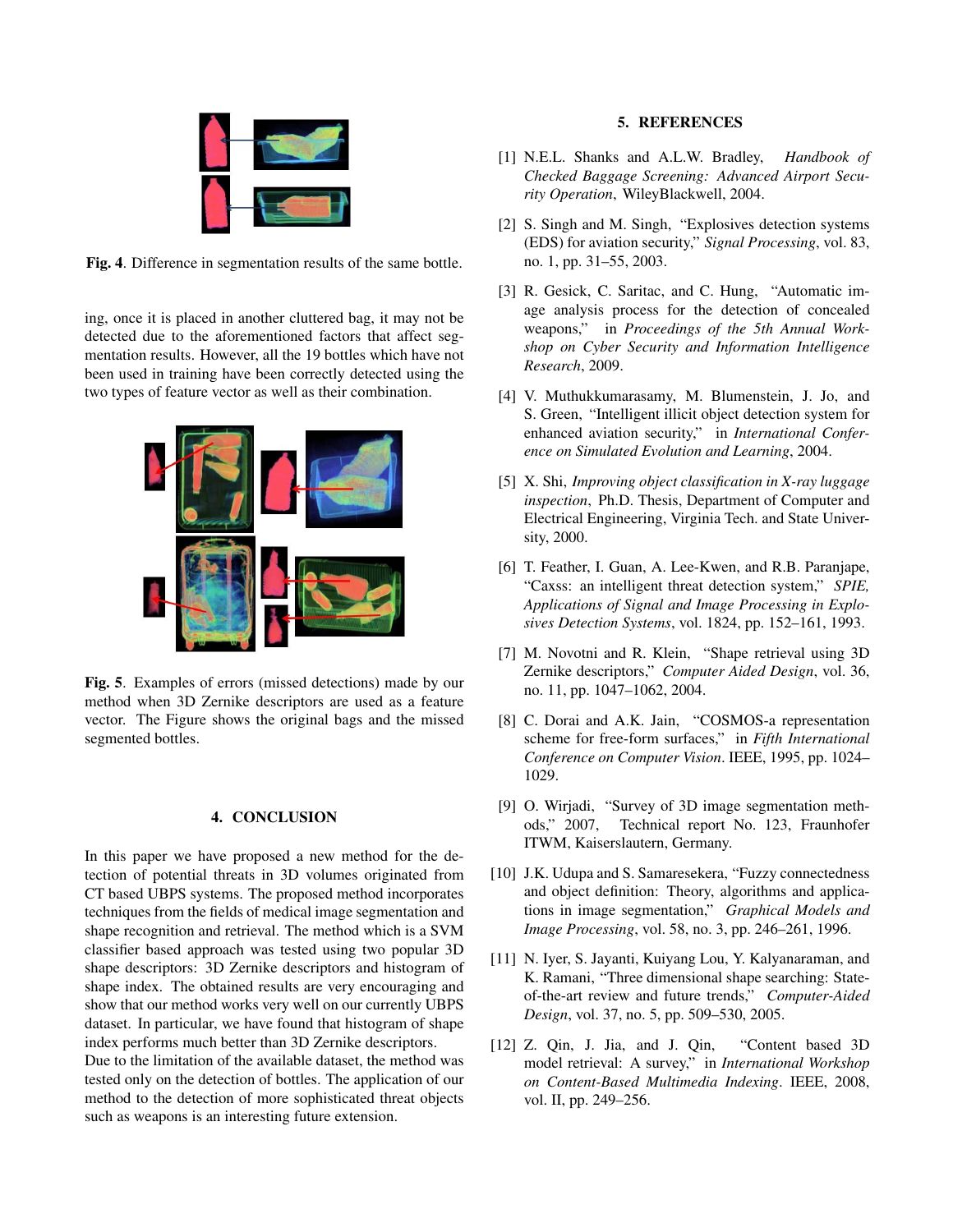Fig. 4. Difference in segmentation results of the same bottle.

ing, once it is placed in another cluttered bag, it may not be detected due to the aforementioned factors that affect segmentation results. However, all the 19 bottles which have not been used in training have been correctly detected using the two types of feature vector as well as their combination.

Fig. 5. Examples of errors (missed detections) made by our method when 3D Zernike descriptors are used as a feature vector. The Figure shows the original bags and the missed segmented bottles.

## 4. CONCLUSION

In this paper we have proposed a new method for the detection of potential threats in 3D volumes originated from CT based UBPS systems. The proposed method incorporates techniques from the fields of medical image segmentation and shape recognition and retrieval. The method which is a SVM classifier based approach was tested using two popular 3D shape descriptors: 3D Zernike descriptors and histogram of shape index. The obtained results are very encouraging and show that our method works very well on our currently UBPS dataset. In particular, we have found that histogram of shape index performs much better than 3D Zernike descriptors.
Due to the limitation of the available dataset, the method was tested only on the detection of bottles. The application of our method to the detection of more sophisticated threat objects such as weapons is an interesting future extension.

## 5. REFERENCES

[1] N.E.L. Shanks and A.L.W. Bradley, *Handbook of Checked Baggage Screening: Advanced Airport Security Operation*, WileyBlackwell, 2004.

[2] S. Singh and M. Singh, "Explosives detection systems (EDS) for aviation security," *Signal Processing*, vol. 83, no. 1, pp. 31–55, 2003.

[3] R. Gesick, C. Saritac, and C. Hung, "Automatic image analysis process for the detection of concealed weapons," in *Proceedings of the 5th Annual Workshop on Cyber Security and Information Intelligence Research*, 2009.

[4] V. Muthukkumarasamy, M. Blumenstein, J. Jo, and S. Green, "Intelligent illicit object detection system for enhanced aviation security," in *International Conference on Simulated Evolution and Learning*, 2004.

[5] X. Shi, *Improving object classification in X-ray luggage inspection*, Ph.D. Thesis, Department of Computer and Electrical Engineering, Virginia Tech. and State University, 2000.

[6] T. Feather, I. Guan, A. Lee-Kwen, and R.B. Paranjape, "Caxss: an intelligent threat detection system," *SPIE, Applications of Signal and Image Processing in Explosives Detection Systems*, vol. 1824, pp. 152–161, 1993.

[7] M. Novotni and R. Klein, "Shape retrieval using 3D Zernike descriptors," *Computer Aided Design*, vol. 36, no. 11, pp. 1047–1062, 2004.

[8] C. Dorai and A.K. Jain, "COSMOS-a representation scheme for free-form surfaces," in *Fifth International Conference on Computer Vision*. IEEE, 1995, pp. 1024–1029.

[9] O. Wirjadi, "Survey of 3D image segmentation methods," 2007, Technical report No. 123, Fraunhofer ITWM, Kaiserslautern, Germany.

[10] J.K. Udupa and S. Samaresekera, "Fuzzy connectedness and object definition: Theory, algorithms and applications in image segmentation," *Graphical Models and Image Processing*, vol. 58, no. 3, pp. 246–261, 1996.

[11] N. Iyer, S. Jayanti, Kuiyang Lou, Y. Kalyanaraman, and K. Ramani, "Three dimensional shape searching: State-of-the-art review and future trends," *Computer-Aided Design*, vol. 37, no. 5, pp. 509–530, 2005.

[12] Z. Qin, J. Jia, and J. Qin, "Content based 3D model retrieval: A survey," in *International Workshop on Content-Based Multimedia Indexing*. IEEE, 2008, vol. II, pp. 249–256.